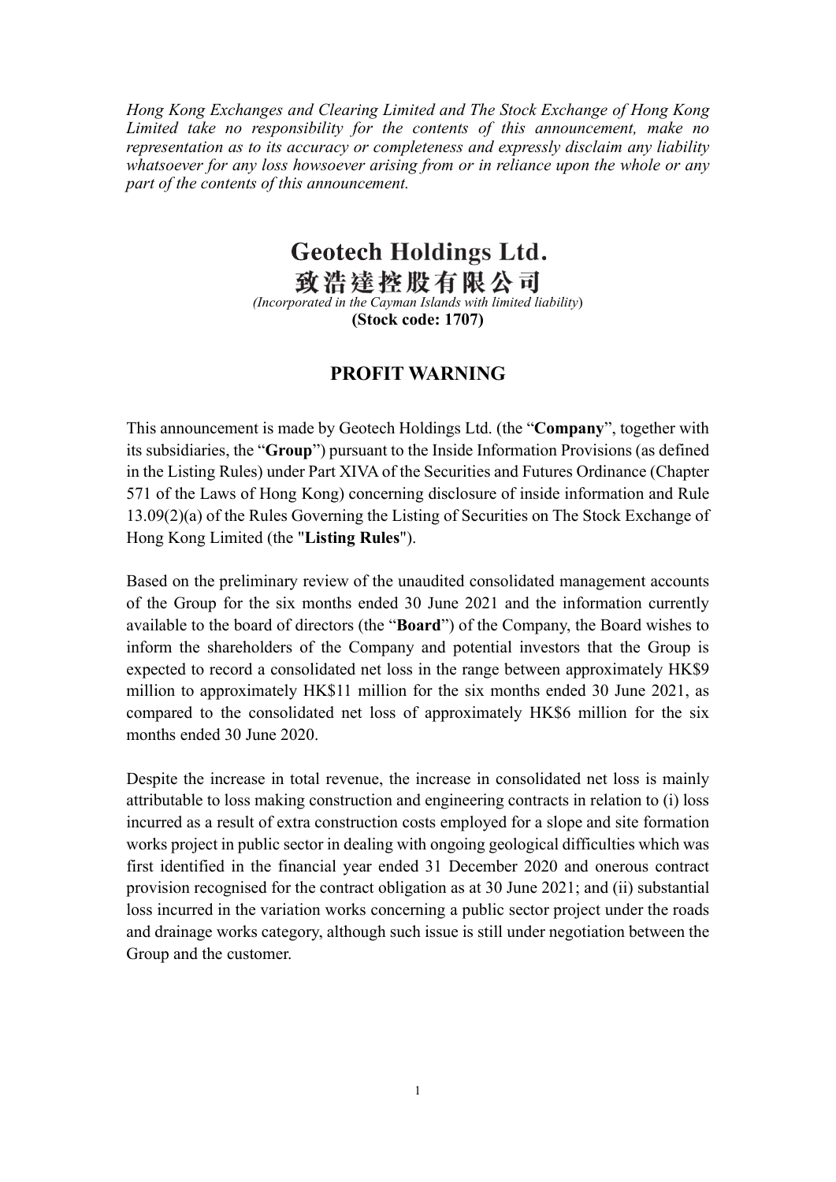*Hong Kong Exchanges and Clearing Limited and The Stock Exchange of Hong Kong Limited take no responsibility for the contents of this announcement, make no representation as to its accuracy or completeness and expressly disclaim any liability whatsoever for any loss howsoever arising from or in reliance upon the whole or any part of the contents of this announcement.*

# Geotech Holdings Ltd.
# 致浩達控股有限公司

*(Incorporated in the Cayman Islands with limited liability)*

**(Stock code: 1707)**

## PROFIT WARNING

This announcement is made by Geotech Holdings Ltd. (the "**Company**", together with its subsidiaries, the "**Group**") pursuant to the Inside Information Provisions (as defined in the Listing Rules) under Part XIVA of the Securities and Futures Ordinance (Chapter 571 of the Laws of Hong Kong) concerning disclosure of inside information and Rule 13.09(2)(a) of the Rules Governing the Listing of Securities on The Stock Exchange of Hong Kong Limited (the "**Listing Rules**").

Based on the preliminary review of the unaudited consolidated management accounts of the Group for the six months ended 30 June 2021 and the information currently available to the board of directors (the "**Board**") of the Company, the Board wishes to inform the shareholders of the Company and potential investors that the Group is expected to record a consolidated net loss in the range between approximately HK$9 million to approximately HK$11 million for the six months ended 30 June 2021, as compared to the consolidated net loss of approximately HK$6 million for the six months ended 30 June 2020.

Despite the increase in total revenue, the increase in consolidated net loss is mainly attributable to loss making construction and engineering contracts in relation to (i) loss incurred as a result of extra construction costs employed for a slope and site formation works project in public sector in dealing with ongoing geological difficulties which was first identified in the financial year ended 31 December 2020 and onerous contract provision recognised for the contract obligation as at 30 June 2021; and (ii) substantial loss incurred in the variation works concerning a public sector project under the roads and drainage works category, although such issue is still under negotiation between the Group and the customer.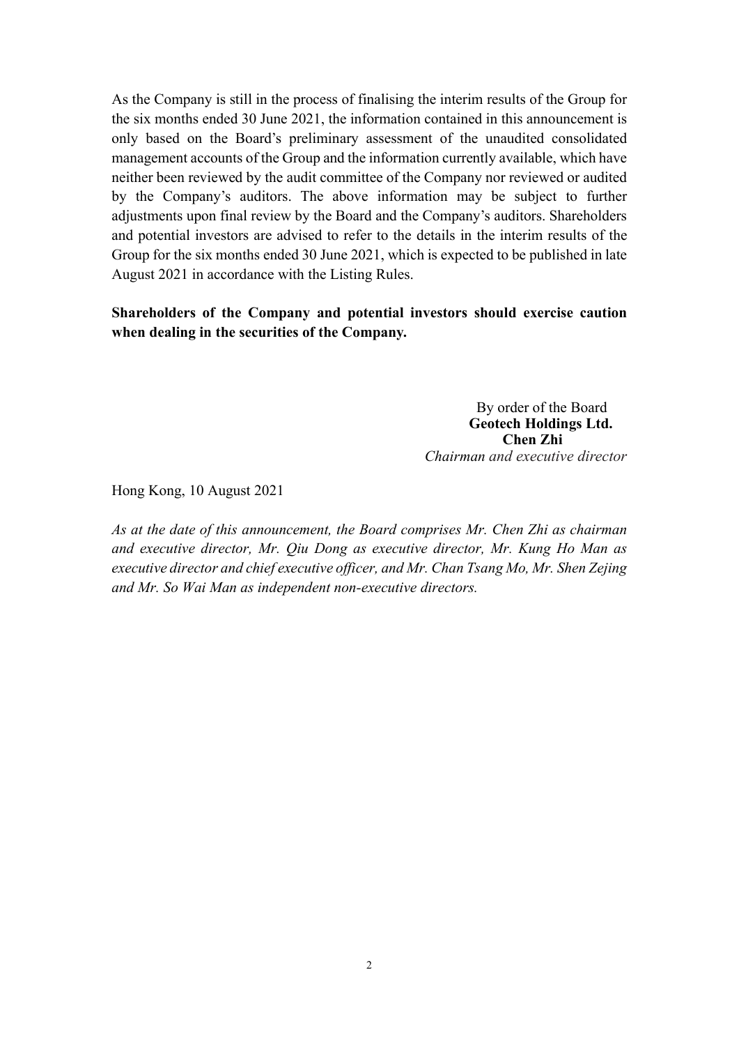As the Company is still in the process of finalising the interim results of the Group for the six months ended 30 June 2021, the information contained in this announcement is only based on the Board's preliminary assessment of the unaudited consolidated management accounts of the Group and the information currently available, which have neither been reviewed by the audit committee of the Company nor reviewed or audited by the Company's auditors. The above information may be subject to further adjustments upon final review by the Board and the Company's auditors. Shareholders and potential investors are advised to refer to the details in the interim results of the Group for the six months ended 30 June 2021, which is expected to be published in late August 2021 in accordance with the Listing Rules.

**Shareholders of the Company and potential investors should exercise caution when dealing in the securities of the Company.**

By order of the Board
**Geotech Holdings Ltd.**
**Chen Zhi**
*Chairman and executive director*

Hong Kong, 10 August 2021

*As at the date of this announcement, the Board comprises Mr. Chen Zhi as chairman and executive director, Mr. Qiu Dong as executive director, Mr. Kung Ho Man as executive director and chief executive officer, and Mr. Chan Tsang Mo, Mr. Shen Zejing and Mr. So Wai Man as independent non-executive directors.*